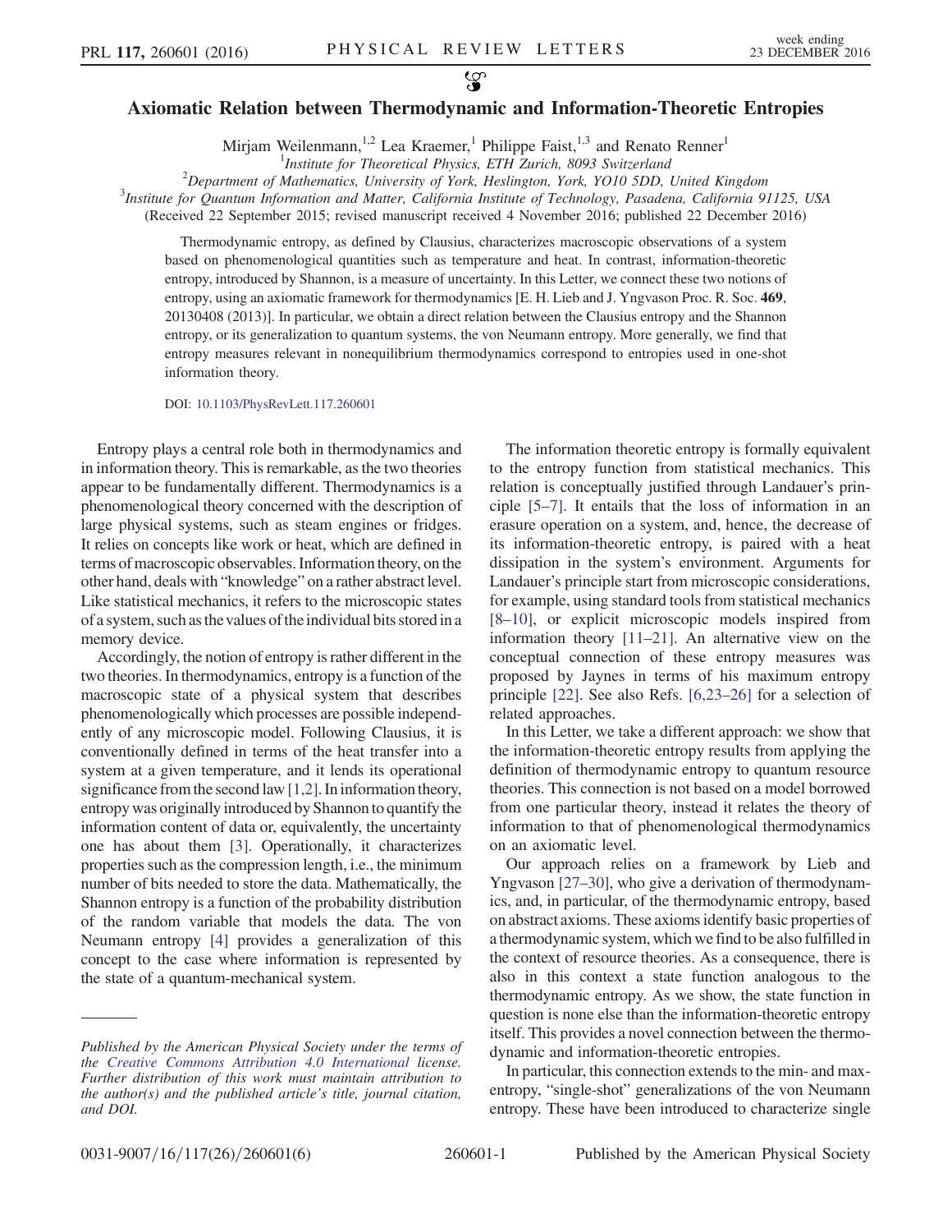# Axiomatic Relation between Thermodynamic and Information-Theoretic Entropies

Mirjam Weilenmann,[1,2] Lea Kraemer,[1] Philippe Faist,[1,3] and Renato Renner[1]

[1]*Institute for Theoretical Physics, ETH Zurich, 8093 Switzerland*

[2]*Department of Mathematics, University of York, Heslington, York, YO10 5DD, United Kingdom*

[3]*Institute for Quantum Information and Matter, California Institute of Technology, Pasadena, California 91125, USA*

(Received 22 September 2015; revised manuscript received 4 November 2016; published 22 December 2016)

Thermodynamic entropy, as defined by Clausius, characterizes macroscopic observations of a system based on phenomenological quantities such as temperature and heat. In contrast, information-theoretic entropy, introduced by Shannon, is a measure of uncertainty. In this Letter, we connect these two notions of entropy, using an axiomatic framework for thermodynamics [E. H. Lieb and J. Yngvason Proc. R. Soc. **469**, 20130408 (2013)]. In particular, we obtain a direct relation between the Clausius entropy and the Shannon entropy, or its generalization to quantum systems, the von Neumann entropy. More generally, we find that entropy measures relevant in nonequilibrium thermodynamics correspond to entropies used in one-shot information theory.

DOI: 10.1103/PhysRevLett.117.260601

Entropy plays a central role both in thermodynamics and in information theory. This is remarkable, as the two theories appear to be fundamentally different. Thermodynamics is a phenomenological theory concerned with the description of large physical systems, such as steam engines or fridges. It relies on concepts like work or heat, which are defined in terms of macroscopic observables. Information theory, on the other hand, deals with "knowledge" on a rather abstract level. Like statistical mechanics, it refers to the microscopic states of a system, such as the values of the individual bits stored in a memory device.

Accordingly, the notion of entropy is rather different in the two theories. In thermodynamics, entropy is a function of the macroscopic state of a physical system that describes phenomenologically which processes are possible independently of any microscopic model. Following Clausius, it is conventionally defined in terms of the heat transfer into a system at a given temperature, and it lends its operational significance from the second law [1,2]. In information theory, entropy was originally introduced by Shannon to quantify the information content of data or, equivalently, the uncertainty one has about them [3]. Operationally, it characterizes properties such as the compression length, i.e., the minimum number of bits needed to store the data. Mathematically, the Shannon entropy is a function of the probability distribution of the random variable that models the data. The von Neumann entropy [4] provides a generalization of this concept to the case where information is represented by the state of a quantum-mechanical system.

The information theoretic entropy is formally equivalent to the entropy function from statistical mechanics. This relation is conceptually justified through Landauer's principle [5–7]. It entails that the loss of information in an erasure operation on a system, and, hence, the decrease of its information-theoretic entropy, is paired with a heat dissipation in the system's environment. Arguments for Landauer's principle start from microscopic considerations, for example, using standard tools from statistical mechanics [8–10], or explicit microscopic models inspired from information theory [11–21]. An alternative view on the conceptual connection of these entropy measures was proposed by Jaynes in terms of his maximum entropy principle [22]. See also Refs. [6,23–26] for a selection of related approaches.

In this Letter, we take a different approach: we show that the information-theoretic entropy results from applying the definition of thermodynamic entropy to quantum resource theories. This connection is not based on a model borrowed from one particular theory, instead it relates the theory of information to that of phenomenological thermodynamics on an axiomatic level.

Our approach relies on a framework by Lieb and Yngvason [27–30], who give a derivation of thermodynamics, and, in particular, of the thermodynamic entropy, based on abstract axioms. These axioms identify basic properties of a thermodynamic system, which we find to be also fulfilled in the context of resource theories. As a consequence, there is also in this context a state function analogous to the thermodynamic entropy. As we show, the state function in question is none else than the information-theoretic entropy itself. This provides a novel connection between the thermodynamic and information-theoretic entropies.

In particular, this connection extends to the min- and max-entropy, "single-shot" generalizations of the von Neumann entropy. These have been introduced to characterize single

*Published by the American Physical Society under the terms of the Creative Commons Attribution 4.0 International license. Further distribution of this work must maintain attribution to the author(s) and the published article's title, journal citation, and DOI.*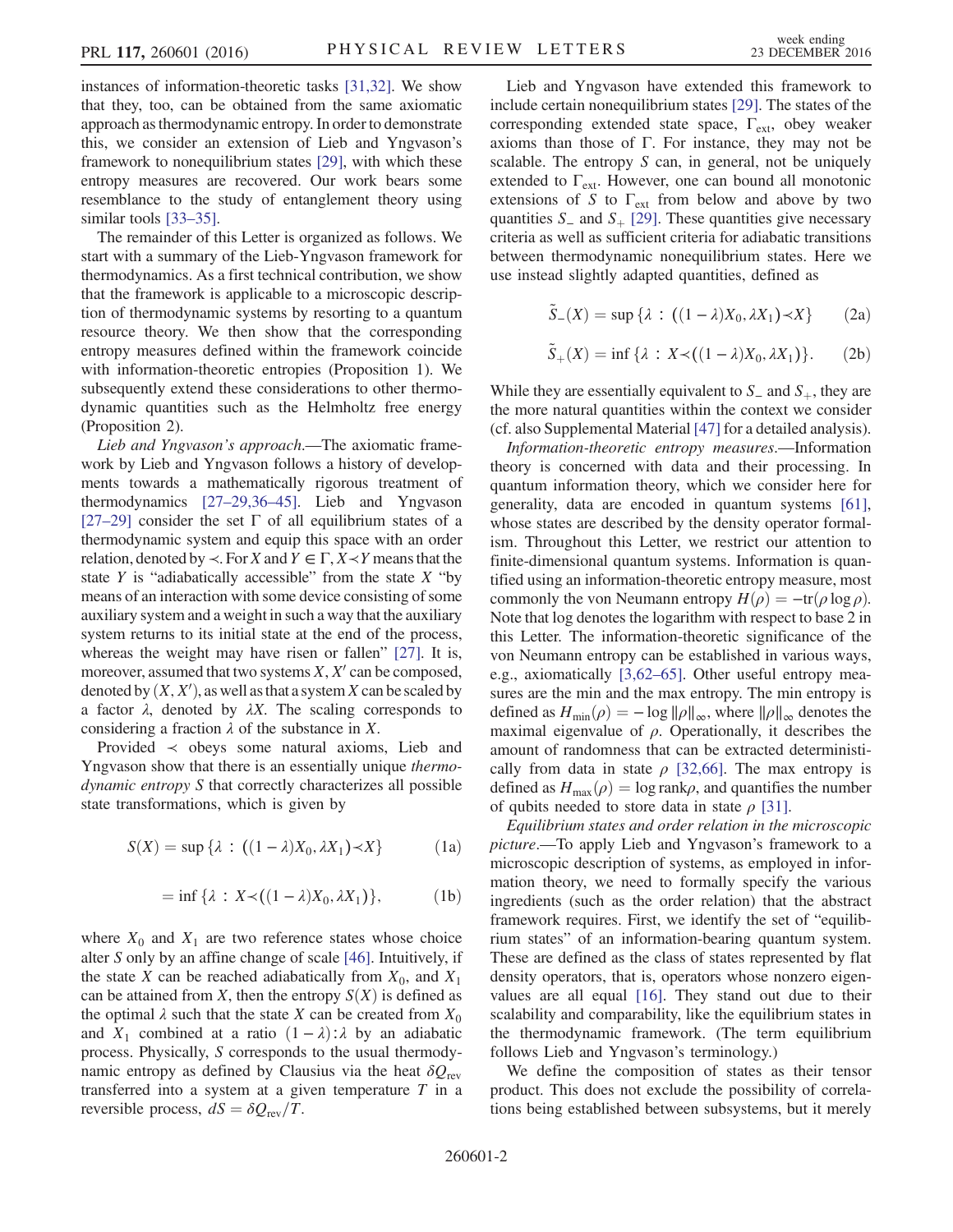instances of information-theoretic tasks [31,32]. We show that they, too, can be obtained from the same axiomatic approach as thermodynamic entropy. In order to demonstrate this, we consider an extension of Lieb and Yngvason's framework to nonequilibrium states [29], with which these entropy measures are recovered. Our work bears some resemblance to the study of entanglement theory using similar tools [33–35].

The remainder of this Letter is organized as follows. We start with a summary of the Lieb-Yngvason framework for thermodynamics. As a first technical contribution, we show that the framework is applicable to a microscopic description of thermodynamic systems by resorting to a quantum resource theory. We then show that the corresponding entropy measures defined within the framework coincide with information-theoretic entropies (Proposition 1). We subsequently extend these considerations to other thermodynamic quantities such as the Helmholtz free energy (Proposition 2).

*Lieb and Yngvason's approach.*—The axiomatic framework by Lieb and Yngvason follows a history of developments towards a mathematically rigorous treatment of thermodynamics [27–29,36–45]. Lieb and Yngvason [27–29] consider the set $\Gamma$ of all equilibrium states of a thermodynamic system and equip this space with an order relation, denoted by $\prec$. For $X$ and $Y \in \Gamma$, $X \prec Y$ means that the state $Y$ is "adiabatically accessible" from the state $X$ "by means of an interaction with some device consisting of some auxiliary system and a weight in such a way that the auxiliary system returns to its initial state at the end of the process, whereas the weight may have risen or fallen" [27]. It is, moreover, assumed that two systems $X, X'$ can be composed, denoted by $(X, X')$, as well as that a system $X$ can be scaled by a factor $\lambda$, denoted by $\lambda X$. The scaling corresponds to considering a fraction $\lambda$ of the substance in $X$.

Provided $\prec$ obeys some natural axioms, Lieb and Yngvason show that there is an essentially unique *thermodynamic entropy* $S$ that correctly characterizes all possible state transformations, which is given by

$$S(X) = \sup\{\lambda : ((1-\lambda)X_0, \lambda X_1) \prec X\} \tag{1a}$$

$$= \inf\{\lambda : X \prec ((1-\lambda)X_0, \lambda X_1)\}, \tag{1b}$$

where $X_0$ and $X_1$ are two reference states whose choice alter $S$ only by an affine change of scale [46]. Intuitively, if the state $X$ can be reached adiabatically from $X_0$, and $X_1$ can be attained from $X$, then the entropy $S(X)$ is defined as the optimal $\lambda$ such that the state $X$ can be created from $X_0$ and $X_1$ combined at a ratio $(1-\lambda):\lambda$ by an adiabatic process. Physically, $S$ corresponds to the usual thermodynamic entropy as defined by Clausius via the heat $\delta Q_{\mathrm{rev}}$ transferred into a system at a given temperature $T$ in a reversible process, $dS = \delta Q_{\mathrm{rev}}/T$.

Lieb and Yngvason have extended this framework to include certain nonequilibrium states [29]. The states of the corresponding extended state space, $\Gamma_{\mathrm{ext}}$, obey weaker axioms than those of $\Gamma$. For instance, they may not be scalable. The entropy $S$ can, in general, not be uniquely extended to $\Gamma_{\mathrm{ext}}$. However, one can bound all monotonic extensions of $S$ to $\Gamma_{\mathrm{ext}}$ from below and above by two quantities $S_-$ and $S_+$ [29]. These quantities give necessary criteria as well as sufficient criteria for adiabatic transitions between thermodynamic nonequilibrium states. Here we use instead slightly adapted quantities, defined as

$$\tilde{S}_-(X) = \sup\{\lambda : ((1-\lambda)X_0, \lambda X_1) \prec X\} \tag{2a}$$

$$\tilde{S}_+(X) = \inf\{\lambda : X \prec ((1-\lambda)X_0, \lambda X_1)\}. \tag{2b}$$

While they are essentially equivalent to $S_-$ and $S_+$, they are the more natural quantities within the context we consider (cf. also Supplemental Material [47] for a detailed analysis).

*Information-theoretic entropy measures.*—Information theory is concerned with data and their processing. In quantum information theory, which we consider here for generality, data are encoded in quantum systems [61], whose states are described by the density operator formalism. Throughout this Letter, we restrict our attention to finite-dimensional quantum systems. Information is quantified using an information-theoretic entropy measure, most commonly the von Neumann entropy $H(\rho) = -\mathrm{tr}(\rho \log \rho)$. Note that log denotes the logarithm with respect to base 2 in this Letter. The information-theoretic significance of the von Neumann entropy can be established in various ways, e.g., axiomatically [3,62–65]. Other useful entropy measures are the min and the max entropy. The min entropy is defined as $H_{\min}(\rho) = -\log \|\rho\|_\infty$, where $\|\rho\|_\infty$ denotes the maximal eigenvalue of $\rho$. Operationally, it describes the amount of randomness that can be extracted deterministically from data in state $\rho$ [32,66]. The max entropy is defined as $H_{\max}(\rho) = \log \mathrm{rank}\rho$, and quantifies the number of qubits needed to store data in state $\rho$ [31].

*Equilibrium states and order relation in the microscopic picture.*—To apply Lieb and Yngvason's framework to a microscopic description of systems, as employed in information theory, we need to formally specify the various ingredients (such as the order relation) that the abstract framework requires. First, we identify the set of "equilibrium states" of an information-bearing quantum system. These are defined as the class of states represented by flat density operators, that is, operators whose nonzero eigenvalues are all equal [16]. They stand out due to their scalability and comparability, like the equilibrium states in the thermodynamic framework. (The term equilibrium follows Lieb and Yngvason's terminology.)

We define the composition of states as their tensor product. This does not exclude the possibility of correlations being established between subsystems, but it merely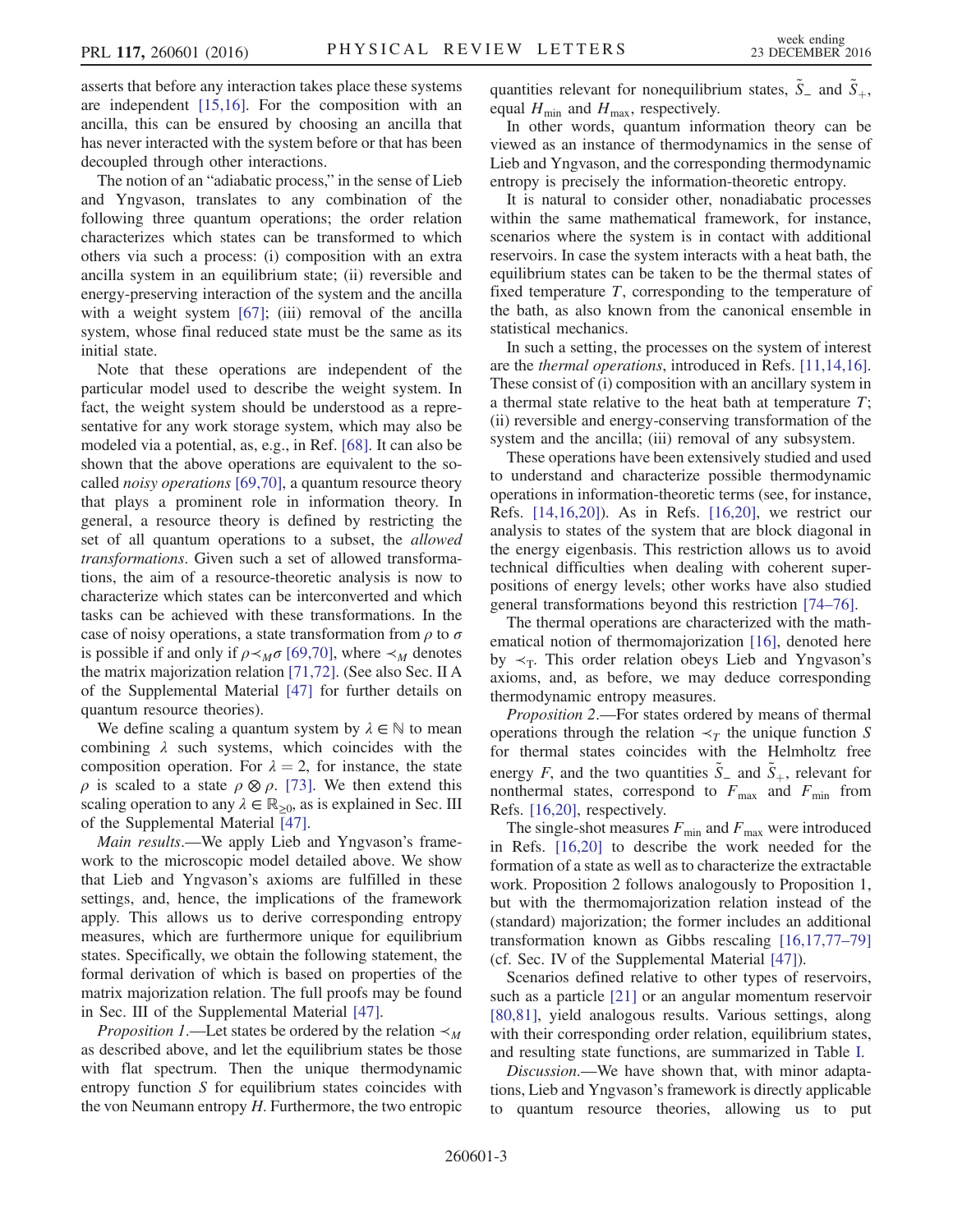asserts that before any interaction takes place these systems are independent [15,16]. For the composition with an ancilla, this can be ensured by choosing an ancilla that has never interacted with the system before or that has been decoupled through other interactions.

The notion of an "adiabatic process," in the sense of Lieb and Yngvason, translates to any combination of the following three quantum operations; the order relation characterizes which states can be transformed to which others via such a process: (i) composition with an extra ancilla system in an equilibrium state; (ii) reversible and energy-preserving interaction of the system and the ancilla with a weight system [67]; (iii) removal of the ancilla system, whose final reduced state must be the same as its initial state.

Note that these operations are independent of the particular model used to describe the weight system. In fact, the weight system should be understood as a representative for any work storage system, which may also be modeled via a potential, as, e.g., in Ref. [68]. It can also be shown that the above operations are equivalent to the so-called *noisy operations* [69,70], a quantum resource theory that plays a prominent role in information theory. In general, a resource theory is defined by restricting the set of all quantum operations to a subset, the *allowed transformations*. Given such a set of allowed transformations, the aim of a resource-theoretic analysis is now to characterize which states can be interconverted and which tasks can be achieved with these transformations. In the case of noisy operations, a state transformation from $\rho$ to $\sigma$ is possible if and only if $\rho \prec_M \sigma$ [69,70], where $\prec_M$ denotes the matrix majorization relation [71,72]. (See also Sec. II A of the Supplemental Material [47] for further details on quantum resource theories).

We define scaling a quantum system by $\lambda \in \mathbb{N}$ to mean combining $\lambda$ such systems, which coincides with the composition operation. For $\lambda = 2$, for instance, the state $\rho$ is scaled to a state $\rho \otimes \rho$. [73]. We then extend this scaling operation to any $\lambda \in \mathbb{R}_{\geq 0}$, as is explained in Sec. III of the Supplemental Material [47].

*Main results*.—We apply Lieb and Yngvason's framework to the microscopic model detailed above. We show that Lieb and Yngvason's axioms are fulfilled in these settings, and, hence, the implications of the framework apply. This allows us to derive corresponding entropy measures, which are furthermore unique for equilibrium states. Specifically, we obtain the following statement, the formal derivation of which is based on properties of the matrix majorization relation. The full proofs may be found in Sec. III of the Supplemental Material [47].

*Proposition 1*.—Let states be ordered by the relation $\prec_M$ as described above, and let the equilibrium states be those with flat spectrum. Then the unique thermodynamic entropy function $S$ for equilibrium states coincides with the von Neumann entropy $H$. Furthermore, the two entropic quantities relevant for nonequilibrium states, $\tilde{S}_-$ and $\tilde{S}_+$, equal $H_{\min}$ and $H_{\max}$, respectively.

In other words, quantum information theory can be viewed as an instance of thermodynamics in the sense of Lieb and Yngvason, and the corresponding thermodynamic entropy is precisely the information-theoretic entropy.

It is natural to consider other, nonadiabatic processes within the same mathematical framework, for instance, scenarios where the system is in contact with additional reservoirs. In case the system interacts with a heat bath, the equilibrium states can be taken to be the thermal states of fixed temperature $T$, corresponding to the temperature of the bath, as also known from the canonical ensemble in statistical mechanics.

In such a setting, the processes on the system of interest are the *thermal operations*, introduced in Refs. [11,14,16]. These consist of (i) composition with an ancillary system in a thermal state relative to the heat bath at temperature $T$; (ii) reversible and energy-conserving transformation of the system and the ancilla; (iii) removal of any subsystem.

These operations have been extensively studied and used to understand and characterize possible thermodynamic operations in information-theoretic terms (see, for instance, Refs. [14,16,20]). As in Refs. [16,20], we restrict our analysis to states of the system that are block diagonal in the energy eigenbasis. This restriction allows us to avoid technical difficulties when dealing with coherent superpositions of energy levels; other works have also studied general transformations beyond this restriction [74–76].

The thermal operations are characterized with the mathematical notion of thermomajorization [16], denoted here by $\prec_T$. This order relation obeys Lieb and Yngvason's axioms, and, as before, we may deduce corresponding thermodynamic entropy measures.

*Proposition 2*.—For states ordered by means of thermal operations through the relation $\prec_T$ the unique function $S$ for thermal states coincides with the Helmholtz free energy $F$, and the two quantities $\tilde{S}_-$ and $\tilde{S}_+$, relevant for nonthermal states, correspond to $F_{\max}$ and $F_{\min}$ from Refs. [16,20], respectively.

The single-shot measures $F_{\min}$ and $F_{\max}$ were introduced in Refs. [16,20] to describe the work needed for the formation of a state as well as to characterize the extractable work. Proposition 2 follows analogously to Proposition 1, but with the thermomajorization relation instead of the (standard) majorization; the former includes an additional transformation known as Gibbs rescaling [16,17,77–79] (cf. Sec. IV of the Supplemental Material [47]).

Scenarios defined relative to other types of reservoirs, such as a particle [21] or an angular momentum reservoir [80,81], yield analogous results. Various settings, along with their corresponding order relation, equilibrium states, and resulting state functions, are summarized in Table I.

*Discussion*.—We have shown that, with minor adaptations, Lieb and Yngvason's framework is directly applicable to quantum resource theories, allowing us to put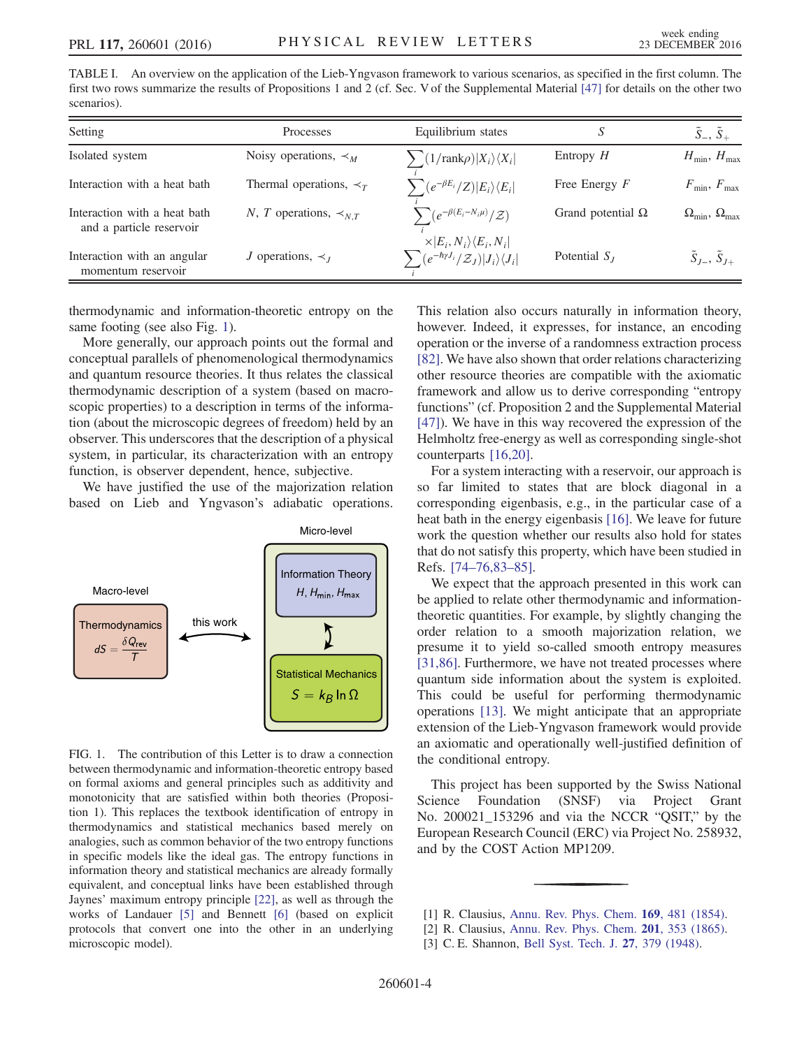TABLE I. An overview on the application of the Lieb-Yngvason framework to various scenarios, as specified in the first column. The first two rows summarize the results of Propositions 1 and 2 (cf. Sec. V of the Supplemental Material [47] for details on the other two scenarios).

| Setting | Processes | Equilibrium states | $S$ | $\tilde{S}_-$, $\tilde{S}_+$ |
|---|---|---|---|---|
| Isolated system | Noisy operations, $\prec_M$ | $\sum_i (1/\mathrm{rank}\rho)\lvert X_i\rangle\langle X_i\rvert$ | Entropy $H$ | $H_{\min}$, $H_{\max}$ |
| Interaction with a heat bath | Thermal operations, $\prec_T$ | $\sum_i (e^{-\beta E_i}/Z)\lvert E_i\rangle\langle E_i\rvert$ | Free Energy $F$ | $F_{\min}$, $F_{\max}$ |
| Interaction with a heat bath and a particle reservoir | $N$, $T$ operations, $\prec_{N,T}$ | $\sum_i (e^{-\beta(E_i-N_i\mu)}/\mathcal{Z}) \times\lvert E_i, N_i\rangle\langle E_i, N_i\rvert$ | Grand potential $\Omega$ | $\Omega_{\min}$, $\Omega_{\max}$ |
| Interaction with an angular momentum reservoir | $J$ operations, $\prec_J$ | $\sum_i (e^{-\hbar\gamma J_i}/\mathcal{Z}_J)\lvert J_i\rangle\langle J_i\rvert$ | Potential $S_J$ | $\tilde{S}_{J-}$, $\tilde{S}_{J+}$ |

thermodynamic and information-theoretic entropy on the same footing (see also Fig. 1).

More generally, our approach points out the formal and conceptual parallels of phenomenological thermodynamics and quantum resource theories. It thus relates the classical thermodynamic description of a system (based on macroscopic properties) to a description in terms of the information (about the microscopic degrees of freedom) held by an observer. This underscores that the description of a physical system, in particular, its characterization with an entropy function, is observer dependent, hence, subjective.

We have justified the use of the majorization relation based on Lieb and Yngvason's adiabatic operations.

FIG. 1. The contribution of this Letter is to draw a connection between thermodynamic and information-theoretic entropy based on formal axioms and general principles such as additivity and monotonicity that are satisfied within both theories (Proposition 1). This replaces the textbook identification of entropy in thermodynamics and statistical mechanics based merely on analogies, such as common behavior of the two entropy functions in specific models like the ideal gas. The entropy functions in information theory and statistical mechanics are already formally equivalent, and conceptual links have been established through Jaynes' maximum entropy principle [22], as well as through the works of Landauer [5] and Bennett [6] (based on explicit protocols that convert one into the other in an underlying microscopic model).

This relation also occurs naturally in information theory, however. Indeed, it expresses, for instance, an encoding operation or the inverse of a randomness extraction process [82]. We have also shown that order relations characterizing other resource theories are compatible with the axiomatic framework and allow us to derive corresponding "entropy functions" (cf. Proposition 2 and the Supplemental Material [47]). We have in this way recovered the expression of the Helmholtz free-energy as well as corresponding single-shot counterparts [16,20].

For a system interacting with a reservoir, our approach is so far limited to states that are block diagonal in a corresponding eigenbasis, e.g., in the particular case of a heat bath in the energy eigenbasis [16]. We leave for future work the question whether our results also hold for states that do not satisfy this property, which have been studied in Refs. [74–76,83–85].

We expect that the approach presented in this work can be applied to relate other thermodynamic and information-theoretic quantities. For example, by slightly changing the order relation to a smooth majorization relation, we presume it to yield so-called smooth entropy measures [31,86]. Furthermore, we have not treated processes where quantum side information about the system is exploited. This could be useful for performing thermodynamic operations [13]. We might anticipate that an appropriate extension of the Lieb-Yngvason framework would provide an axiomatic and operationally well-justified definition of the conditional entropy.

This project has been supported by the Swiss National Science Foundation (SNSF) via Project Grant No. 200021_153296 and via the NCCR "QSIT," by the European Research Council (ERC) via Project No. 258932, and by the COST Action MP1209.

[1] R. Clausius, Annu. Rev. Phys. Chem. **169**, 481 (1854).
[2] R. Clausius, Annu. Rev. Phys. Chem. **201**, 353 (1865).
[3] C. E. Shannon, Bell Syst. Tech. J. **27**, 379 (1948).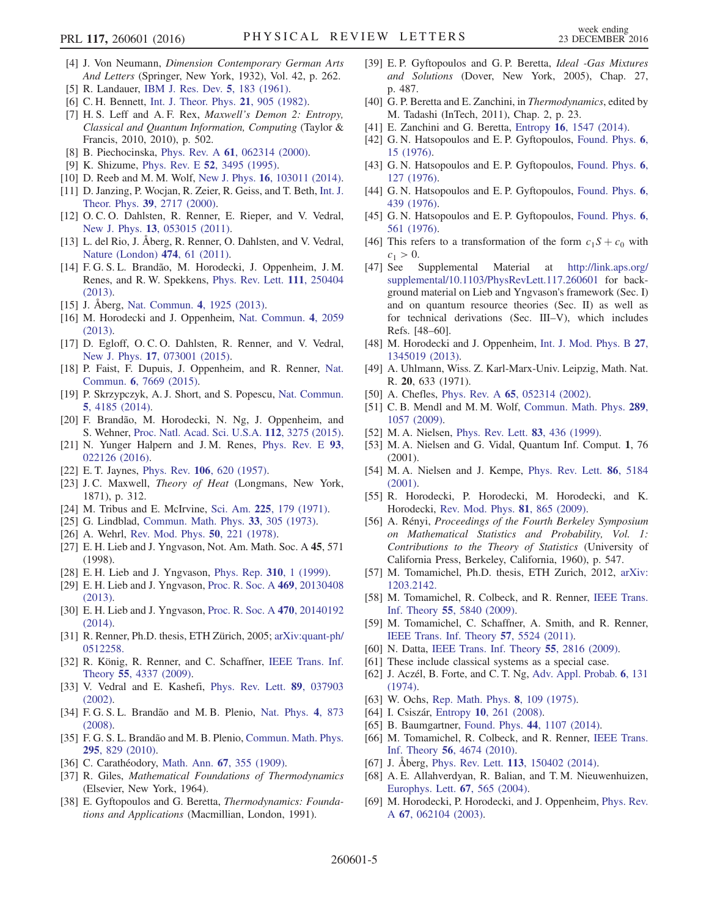[4] J. Von Neumann, *Dimension Contemporary German Arts And Letters* (Springer, New York, 1932), Vol. 42, p. 262.

[5] R. Landauer, IBM J. Res. Dev. **5**, 183 (1961).

[6] C. H. Bennett, Int. J. Theor. Phys. **21**, 905 (1982).

[7] H. S. Leff and A. F. Rex, *Maxwell's Demon 2: Entropy, Classical and Quantum Information, Computing* (Taylor & Francis, 2010, 2010), p. 502.

[8] B. Piechocinska, Phys. Rev. A **61**, 062314 (2000).

[9] K. Shizume, Phys. Rev. E **52**, 3495 (1995).

[10] D. Reeb and M. M. Wolf, New J. Phys. **16**, 103011 (2014).

[11] D. Janzing, P. Wocjan, R. Zeier, R. Geiss, and T. Beth, Int. J. Theor. Phys. **39**, 2717 (2000).

[12] O. C. O. Dahlsten, R. Renner, E. Rieper, and V. Vedral, New J. Phys. **13**, 053015 (2011).

[13] L. del Rio, J. Åberg, R. Renner, O. Dahlsten, and V. Vedral, Nature (London) **474**, 61 (2011).

[14] F. G. S. L. Brandão, M. Horodecki, J. Oppenheim, J. M. Renes, and R. W. Spekkens, Phys. Rev. Lett. **111**, 250404 (2013).

[15] J. Åberg, Nat. Commun. **4**, 1925 (2013).

[16] M. Horodecki and J. Oppenheim, Nat. Commun. **4**, 2059 (2013).

[17] D. Egloff, O. C. O. Dahlsten, R. Renner, and V. Vedral, New J. Phys. **17**, 073001 (2015).

[18] P. Faist, F. Dupuis, J. Oppenheim, and R. Renner, Nat. Commun. **6**, 7669 (2015).

[19] P. Skrzypczyk, A. J. Short, and S. Popescu, Nat. Commun. **5**, 4185 (2014).

[20] F. Brandão, M. Horodecki, N. Ng, J. Oppenheim, and S. Wehner, Proc. Natl. Acad. Sci. U.S.A. **112**, 3275 (2015).

[21] N. Yunger Halpern and J. M. Renes, Phys. Rev. E **93**, 022126 (2016).

[22] E. T. Jaynes, Phys. Rev. **106**, 620 (1957).

[23] J. C. Maxwell, *Theory of Heat* (Longmans, New York, 1871), p. 312.

[24] M. Tribus and E. McIrvine, Sci. Am. **225**, 179 (1971).

[25] G. Lindblad, Commun. Math. Phys. **33**, 305 (1973).

[26] A. Wehrl, Rev. Mod. Phys. **50**, 221 (1978).

[27] E. H. Lieb and J. Yngvason, Not. Am. Math. Soc. A **45**, 571 (1998).

[28] E. H. Lieb and J. Yngvason, Phys. Rep. **310**, 1 (1999).

[29] E. H. Lieb and J. Yngvason, Proc. R. Soc. A **469**, 20130408 (2013).

[30] E. H. Lieb and J. Yngvason, Proc. R. Soc. A **470**, 20140192 (2014).

[31] R. Renner, Ph.D. thesis, ETH Zürich, 2005; arXiv:quant-ph/0512258.

[32] R. König, R. Renner, and C. Schaffner, IEEE Trans. Inf. Theory **55**, 4337 (2009).

[33] V. Vedral and E. Kashefi, Phys. Rev. Lett. **89**, 037903 (2002).

[34] F. G. S. L. Brandão and M. B. Plenio, Nat. Phys. **4**, 873 (2008).

[35] F. G. S. L. Brandão and M. B. Plenio, Commun. Math. Phys. **295**, 829 (2010).

[36] C. Carathéodory, Math. Ann. **67**, 355 (1909).

[37] R. Giles, *Mathematical Foundations of Thermodynamics* (Elsevier, New York, 1964).

[38] E. Gyftopoulos and G. Beretta, *Thermodynamics: Foundations and Applications* (Macmillian, London, 1991).

[39] E. P. Gyftopoulos and G. P. Beretta, *Ideal -Gas Mixtures and Solutions* (Dover, New York, 2005), Chap. 27, p. 487.

[40] G. P. Beretta and E. Zanchini, in *Thermodynamics*, edited by M. Tadashi (InTech, 2011), Chap. 2, p. 23.

[41] E. Zanchini and G. Beretta, Entropy **16**, 1547 (2014).

[42] G. N. Hatsopoulos and E. P. Gyftopoulos, Found. Phys. **6**, 15 (1976).

[43] G. N. Hatsopoulos and E. P. Gyftopoulos, Found. Phys. **6**, 127 (1976).

[44] G. N. Hatsopoulos and E. P. Gyftopoulos, Found. Phys. **6**, 439 (1976).

[45] G. N. Hatsopoulos and E. P. Gyftopoulos, Found. Phys. **6**, 561 (1976).

[46] This refers to a transformation of the form $c_1 S + c_0$ with $c_1 > 0$.

[47] See Supplemental Material at http://link.aps.org/supplemental/10.1103/PhysRevLett.117.260601 for background material on Lieb and Yngvason's framework (Sec. I) and on quantum resource theories (Sec. II) as well as for technical derivations (Sec. III–V), which includes Refs. [48–60].

[48] M. Horodecki and J. Oppenheim, Int. J. Mod. Phys. B **27**, 1345019 (2013).

[49] A. Uhlmann, Wiss. Z. Karl-Marx-Univ. Leipzig, Math. Nat. R. **20**, 633 (1971).

[50] A. Chefles, Phys. Rev. A **65**, 052314 (2002).

[51] C. B. Mendl and M. M. Wolf, Commun. Math. Phys. **289**, 1057 (2009).

[52] M. A. Nielsen, Phys. Rev. Lett. **83**, 436 (1999).

[53] M. A. Nielsen and G. Vidal, Quantum Inf. Comput. **1**, 76 (2001).

[54] M. A. Nielsen and J. Kempe, Phys. Rev. Lett. **86**, 5184 (2001).

[55] R. Horodecki, P. Horodecki, M. Horodecki, and K. Horodecki, Rev. Mod. Phys. **81**, 865 (2009).

[56] A. Rényi, *Proceedings of the Fourth Berkeley Symposium on Mathematical Statistics and Probability, Vol. 1: Contributions to the Theory of Statistics* (University of California Press, Berkeley, California, 1960), p. 547.

[57] M. Tomamichel, Ph.D. thesis, ETH Zurich, 2012, arXiv:1203.2142.

[58] M. Tomamichel, R. Colbeck, and R. Renner, IEEE Trans. Inf. Theory **55**, 5840 (2009).

[59] M. Tomamichel, C. Schaffner, A. Smith, and R. Renner, IEEE Trans. Inf. Theory **57**, 5524 (2011).

[60] N. Datta, IEEE Trans. Inf. Theory **55**, 2816 (2009).

[61] These include classical systems as a special case.

[62] J. Aczél, B. Forte, and C. T. Ng, Adv. Appl. Probab. **6**, 131 (1974).

[63] W. Ochs, Rep. Math. Phys. **8**, 109 (1975).

[64] I. Csiszár, Entropy **10**, 261 (2008).

[65] B. Baumgartner, Found. Phys. **44**, 1107 (2014).

[66] M. Tomamichel, R. Colbeck, and R. Renner, IEEE Trans. Inf. Theory **56**, 4674 (2010).

[67] J. Åberg, Phys. Rev. Lett. **113**, 150402 (2014).

[68] A. E. Allahverdyan, R. Balian, and T. M. Nieuwenhuizen, Europhys. Lett. **67**, 565 (2004).

[69] M. Horodecki, P. Horodecki, and J. Oppenheim, Phys. Rev. A **67**, 062104 (2003).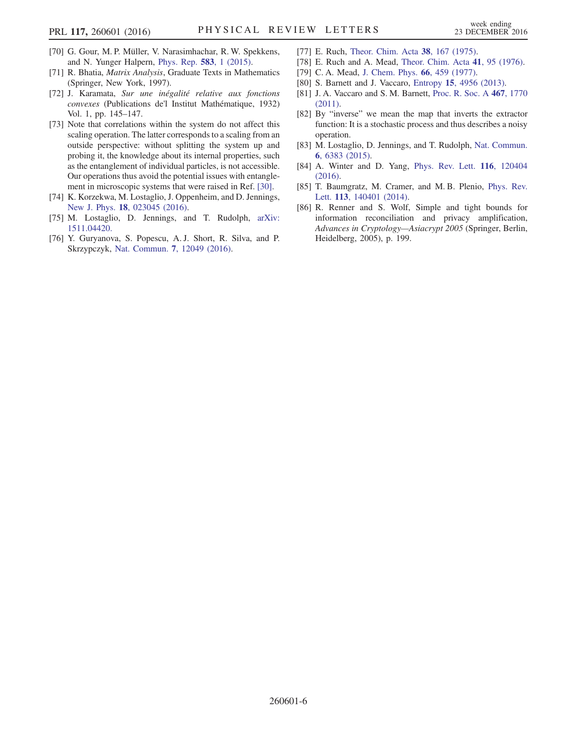[70] G. Gour, M. P. Müller, V. Narasimhachar, R. W. Spekkens, and N. Yunger Halpern, Phys. Rep. **583**, 1 (2015).

[71] R. Bhatia, *Matrix Analysis*, Graduate Texts in Mathematics (Springer, New York, 1997).

[72] J. Karamata, *Sur une inégalité relative aux fonctions convexes* (Publications de'l Institut Mathématique, 1932) Vol. 1, pp. 145–147.

[73] Note that correlations within the system do not affect this scaling operation. The latter corresponds to a scaling from an outside perspective: without splitting the system up and probing it, the knowledge about its internal properties, such as the entanglement of individual particles, is not accessible. Our operations thus avoid the potential issues with entanglement in microscopic systems that were raised in Ref. [30].

[74] K. Korzekwa, M. Lostaglio, J. Oppenheim, and D. Jennings, New J. Phys. **18**, 023045 (2016).

[75] M. Lostaglio, D. Jennings, and T. Rudolph, arXiv: 1511.04420.

[76] Y. Guryanova, S. Popescu, A. J. Short, R. Silva, and P. Skrzypczyk, Nat. Commun. **7**, 12049 (2016).

[77] E. Ruch, Theor. Chim. Acta **38**, 167 (1975).

[78] E. Ruch and A. Mead, Theor. Chim. Acta **41**, 95 (1976).

[79] C. A. Mead, J. Chem. Phys. **66**, 459 (1977).

[80] S. Barnett and J. Vaccaro, Entropy **15**, 4956 (2013).

[81] J. A. Vaccaro and S. M. Barnett, Proc. R. Soc. A **467**, 1770 (2011).

[82] By "inverse" we mean the map that inverts the extractor function: It is a stochastic process and thus describes a noisy operation.

[83] M. Lostaglio, D. Jennings, and T. Rudolph, Nat. Commun. **6**, 6383 (2015).

[84] A. Winter and D. Yang, Phys. Rev. Lett. **116**, 120404 (2016).

[85] T. Baumgratz, M. Cramer, and M. B. Plenio, Phys. Rev. Lett. **113**, 140401 (2014).

[86] R. Renner and S. Wolf, Simple and tight bounds for information reconciliation and privacy amplification, *Advances in Cryptology—Asiacrypt 2005* (Springer, Berlin, Heidelberg, 2005), p. 199.